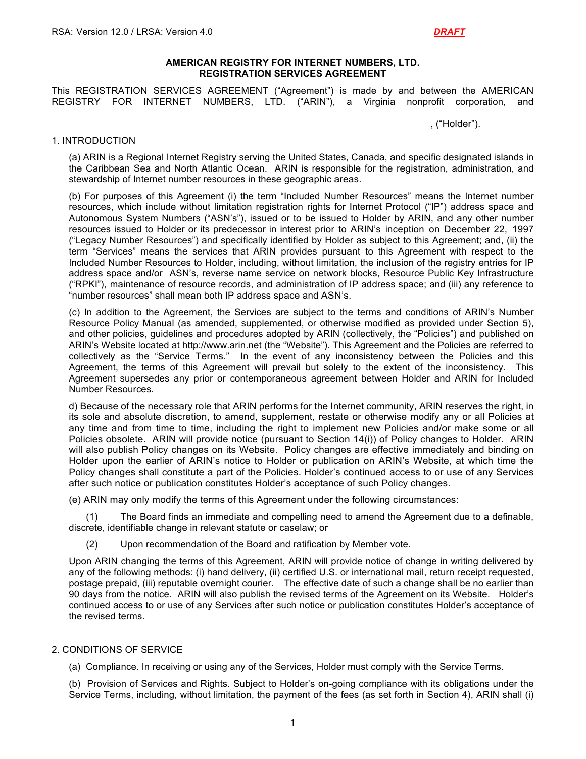# AMERICAN REGISTRY FOR INTERNET NUMBERS, LTD.
# REGISTRATION SERVICES AGREEMENT

This REGISTRATION SERVICES AGREEMENT ("Agreement") is made by and between the AMERICAN REGISTRY FOR INTERNET NUMBERS, LTD. ("ARIN"), a Virginia nonprofit corporation, and

_______________________________________________________________, ("Holder").

## 1. INTRODUCTION

(a) ARIN is a Regional Internet Registry serving the United States, Canada, and specific designated islands in the Caribbean Sea and North Atlantic Ocean. ARIN is responsible for the registration, administration, and stewardship of Internet number resources in these geographic areas.

(b) For purposes of this Agreement (i) the term "Included Number Resources" means the Internet number resources, which include without limitation registration rights for Internet Protocol ("IP") address space and Autonomous System Numbers ("ASN's"), issued or to be issued to Holder by ARIN, and any other number resources issued to Holder or its predecessor in interest prior to ARIN's inception on December 22, 1997 ("Legacy Number Resources") and specifically identified by Holder as subject to this Agreement; and, (ii) the term "Services" means the services that ARIN provides pursuant to this Agreement with respect to the Included Number Resources to Holder, including, without limitation, the inclusion of the registry entries for IP address space and/or ASN's, reverse name service on network blocks, Resource Public Key Infrastructure ("RPKI"), maintenance of resource records, and administration of IP address space; and (iii) any reference to "number resources" shall mean both IP address space and ASN's.

(c) In addition to the Agreement, the Services are subject to the terms and conditions of ARIN's Number Resource Policy Manual (as amended, supplemented, or otherwise modified as provided under Section 5), and other policies, guidelines and procedures adopted by ARIN (collectively, the "Policies") and published on ARIN's Website located at http://www.arin.net (the "Website"). This Agreement and the Policies are referred to collectively as the "Service Terms." In the event of any inconsistency between the Policies and this Agreement, the terms of this Agreement will prevail but solely to the extent of the inconsistency. This Agreement supersedes any prior or contemporaneous agreement between Holder and ARIN for Included Number Resources.

d) Because of the necessary role that ARIN performs for the Internet community, ARIN reserves the right, in its sole and absolute discretion, to amend, supplement, restate or otherwise modify any or all Policies at any time and from time to time, including the right to implement new Policies and/or make some or all Policies obsolete. ARIN will provide notice (pursuant to Section 14(i)) of Policy changes to Holder. ARIN will also publish Policy changes on its Website. Policy changes are effective immediately and binding on Holder upon the earlier of ARIN's notice to Holder or publication on ARIN's Website, at which time the Policy changes shall constitute a part of the Policies. Holder's continued access to or use of any Services after such notice or publication constitutes Holder's acceptance of such Policy changes.

(e) ARIN may only modify the terms of this Agreement under the following circumstances:

(1) The Board finds an immediate and compelling need to amend the Agreement due to a definable, discrete, identifiable change in relevant statute or caselaw; or

(2) Upon recommendation of the Board and ratification by Member vote.

Upon ARIN changing the terms of this Agreement, ARIN will provide notice of change in writing delivered by any of the following methods: (i) hand delivery, (ii) certified U.S. or international mail, return receipt requested, postage prepaid, (iii) reputable overnight courier. The effective date of such a change shall be no earlier than 90 days from the notice. ARIN will also publish the revised terms of the Agreement on its Website. Holder's continued access to or use of any Services after such notice or publication constitutes Holder's acceptance of the revised terms.

## 2. CONDITIONS OF SERVICE

(a) Compliance. In receiving or using any of the Services, Holder must comply with the Service Terms.

(b) Provision of Services and Rights. Subject to Holder's on-going compliance with its obligations under the Service Terms, including, without limitation, the payment of the fees (as set forth in Section 4), ARIN shall (i)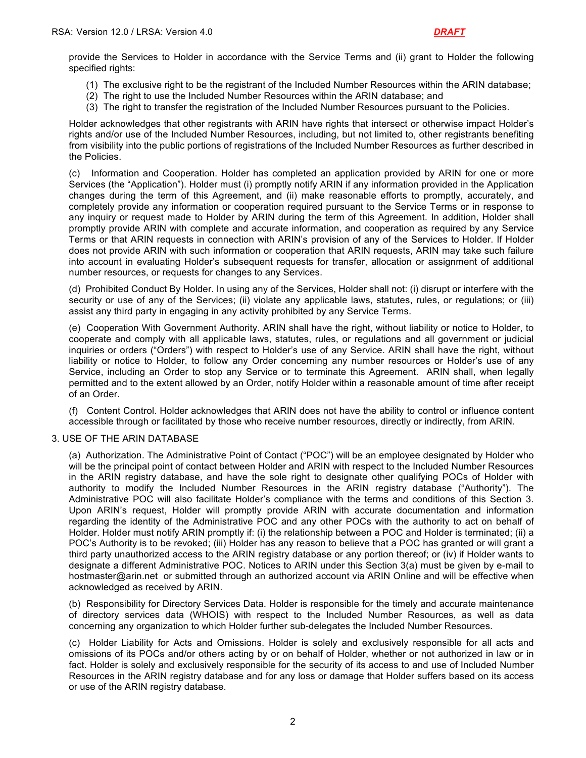provide the Services to Holder in accordance with the Service Terms and (ii) grant to Holder the following specified rights:

(1) The exclusive right to be the registrant of the Included Number Resources within the ARIN database;
(2) The right to use the Included Number Resources within the ARIN database; and
(3) The right to transfer the registration of the Included Number Resources pursuant to the Policies.

Holder acknowledges that other registrants with ARIN have rights that intersect or otherwise impact Holder's rights and/or use of the Included Number Resources, including, but not limited to, other registrants benefiting from visibility into the public portions of registrations of the Included Number Resources as further described in the Policies.

(c) Information and Cooperation. Holder has completed an application provided by ARIN for one or more Services (the "Application"). Holder must (i) promptly notify ARIN if any information provided in the Application changes during the term of this Agreement, and (ii) make reasonable efforts to promptly, accurately, and completely provide any information or cooperation required pursuant to the Service Terms or in response to any inquiry or request made to Holder by ARIN during the term of this Agreement. In addition, Holder shall promptly provide ARIN with complete and accurate information, and cooperation as required by any Service Terms or that ARIN requests in connection with ARIN's provision of any of the Services to Holder. If Holder does not provide ARIN with such information or cooperation that ARIN requests, ARIN may take such failure into account in evaluating Holder's subsequent requests for transfer, allocation or assignment of additional number resources, or requests for changes to any Services.

(d) Prohibited Conduct By Holder. In using any of the Services, Holder shall not: (i) disrupt or interfere with the security or use of any of the Services; (ii) violate any applicable laws, statutes, rules, or regulations; or (iii) assist any third party in engaging in any activity prohibited by any Service Terms.

(e) Cooperation With Government Authority. ARIN shall have the right, without liability or notice to Holder, to cooperate and comply with all applicable laws, statutes, rules, or regulations and all government or judicial inquiries or orders ("Orders") with respect to Holder's use of any Service. ARIN shall have the right, without liability or notice to Holder, to follow any Order concerning any number resources or Holder's use of any Service, including an Order to stop any Service or to terminate this Agreement. ARIN shall, when legally permitted and to the extent allowed by an Order, notify Holder within a reasonable amount of time after receipt of an Order.

(f) Content Control. Holder acknowledges that ARIN does not have the ability to control or influence content accessible through or facilitated by those who receive number resources, directly or indirectly, from ARIN.

3. USE OF THE ARIN DATABASE

(a) Authorization. The Administrative Point of Contact ("POC") will be an employee designated by Holder who will be the principal point of contact between Holder and ARIN with respect to the Included Number Resources in the ARIN registry database, and have the sole right to designate other qualifying POCs of Holder with authority to modify the Included Number Resources in the ARIN registry database ("Authority"). The Administrative POC will also facilitate Holder's compliance with the terms and conditions of this Section 3. Upon ARIN's request, Holder will promptly provide ARIN with accurate documentation and information regarding the identity of the Administrative POC and any other POCs with the authority to act on behalf of Holder. Holder must notify ARIN promptly if: (i) the relationship between a POC and Holder is terminated; (ii) a POC's Authority is to be revoked; (iii) Holder has any reason to believe that a POC has granted or will grant a third party unauthorized access to the ARIN registry database or any portion thereof; or (iv) if Holder wants to designate a different Administrative POC. Notices to ARIN under this Section 3(a) must be given by e-mail to hostmaster@arin.net or submitted through an authorized account via ARIN Online and will be effective when acknowledged as received by ARIN.

(b) Responsibility for Directory Services Data. Holder is responsible for the timely and accurate maintenance of directory services data (WHOIS) with respect to the Included Number Resources, as well as data concerning any organization to which Holder further sub-delegates the Included Number Resources.

(c) Holder Liability for Acts and Omissions. Holder is solely and exclusively responsible for all acts and omissions of its POCs and/or others acting by or on behalf of Holder, whether or not authorized in law or in fact. Holder is solely and exclusively responsible for the security of its access to and use of Included Number Resources in the ARIN registry database and for any loss or damage that Holder suffers based on its access or use of the ARIN registry database.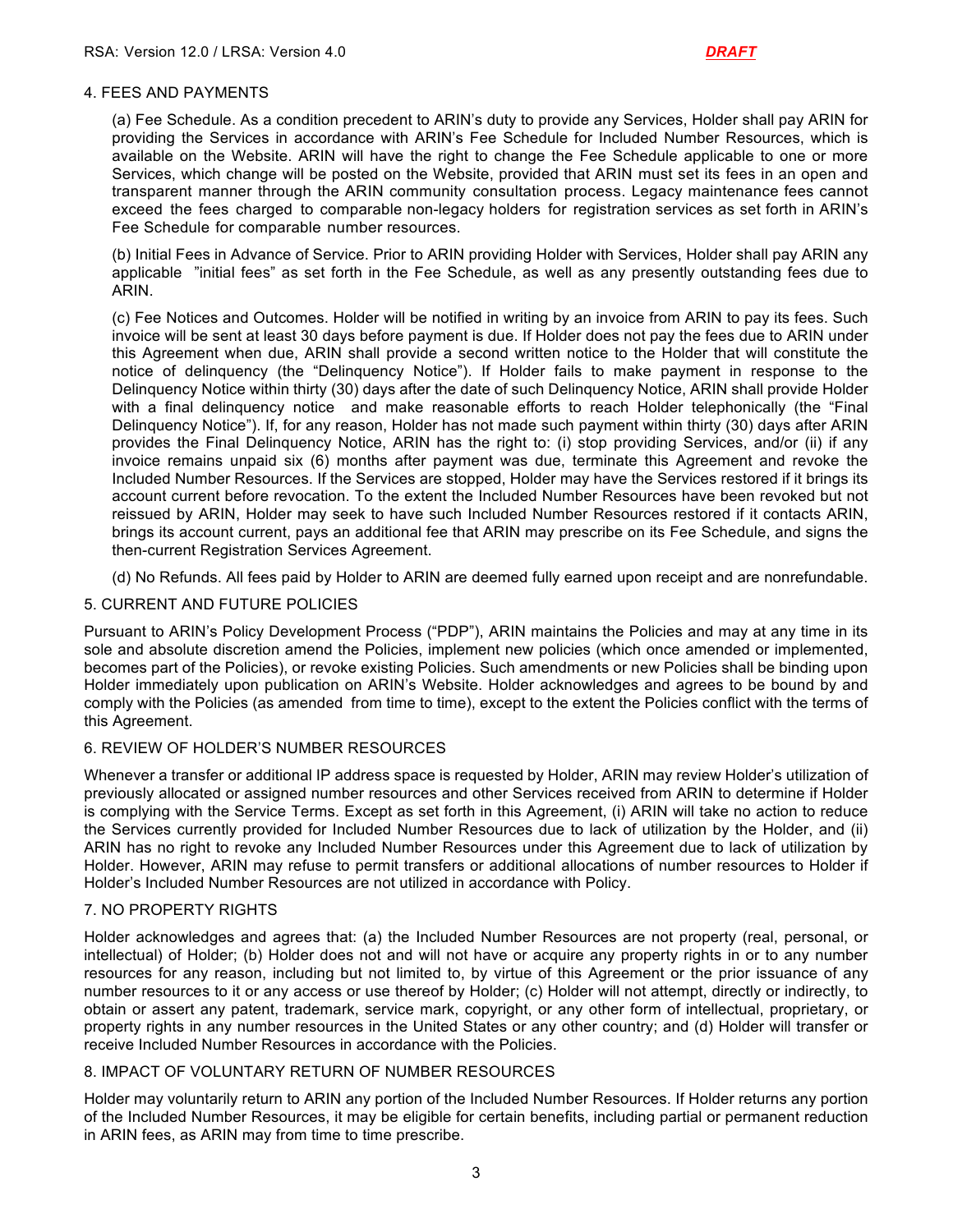## 4. FEES AND PAYMENTS

(a) Fee Schedule. As a condition precedent to ARIN's duty to provide any Services, Holder shall pay ARIN for providing the Services in accordance with ARIN's Fee Schedule for Included Number Resources, which is available on the Website. ARIN will have the right to change the Fee Schedule applicable to one or more Services, which change will be posted on the Website, provided that ARIN must set its fees in an open and transparent manner through the ARIN community consultation process. Legacy maintenance fees cannot exceed the fees charged to comparable non-legacy holders for registration services as set forth in ARIN's Fee Schedule for comparable number resources.

(b) Initial Fees in Advance of Service. Prior to ARIN providing Holder with Services, Holder shall pay ARIN any applicable "initial fees" as set forth in the Fee Schedule, as well as any presently outstanding fees due to ARIN.

(c) Fee Notices and Outcomes. Holder will be notified in writing by an invoice from ARIN to pay its fees. Such invoice will be sent at least 30 days before payment is due. If Holder does not pay the fees due to ARIN under this Agreement when due, ARIN shall provide a second written notice to the Holder that will constitute the notice of delinquency (the "Delinquency Notice"). If Holder fails to make payment in response to the Delinquency Notice within thirty (30) days after the date of such Delinquency Notice, ARIN shall provide Holder with a final delinquency notice and make reasonable efforts to reach Holder telephonically (the "Final Delinquency Notice"). If, for any reason, Holder has not made such payment within thirty (30) days after ARIN provides the Final Delinquency Notice, ARIN has the right to: (i) stop providing Services, and/or (ii) if any invoice remains unpaid six (6) months after payment was due, terminate this Agreement and revoke the Included Number Resources. If the Services are stopped, Holder may have the Services restored if it brings its account current before revocation. To the extent the Included Number Resources have been revoked but not reissued by ARIN, Holder may seek to have such Included Number Resources restored if it contacts ARIN, brings its account current, pays an additional fee that ARIN may prescribe on its Fee Schedule, and signs the then-current Registration Services Agreement.

(d) No Refunds. All fees paid by Holder to ARIN are deemed fully earned upon receipt and are nonrefundable.

## 5. CURRENT AND FUTURE POLICIES

Pursuant to ARIN's Policy Development Process ("PDP"), ARIN maintains the Policies and may at any time in its sole and absolute discretion amend the Policies, implement new policies (which once amended or implemented, becomes part of the Policies), or revoke existing Policies. Such amendments or new Policies shall be binding upon Holder immediately upon publication on ARIN's Website. Holder acknowledges and agrees to be bound by and comply with the Policies (as amended from time to time), except to the extent the Policies conflict with the terms of this Agreement.

## 6. REVIEW OF HOLDER'S NUMBER RESOURCES

Whenever a transfer or additional IP address space is requested by Holder, ARIN may review Holder's utilization of previously allocated or assigned number resources and other Services received from ARIN to determine if Holder is complying with the Service Terms. Except as set forth in this Agreement, (i) ARIN will take no action to reduce the Services currently provided for Included Number Resources due to lack of utilization by the Holder, and (ii) ARIN has no right to revoke any Included Number Resources under this Agreement due to lack of utilization by Holder. However, ARIN may refuse to permit transfers or additional allocations of number resources to Holder if Holder's Included Number Resources are not utilized in accordance with Policy.

## 7. NO PROPERTY RIGHTS

Holder acknowledges and agrees that: (a) the Included Number Resources are not property (real, personal, or intellectual) of Holder; (b) Holder does not and will not have or acquire any property rights in or to any number resources for any reason, including but not limited to, by virtue of this Agreement or the prior issuance of any number resources to it or any access or use thereof by Holder; (c) Holder will not attempt, directly or indirectly, to obtain or assert any patent, trademark, service mark, copyright, or any other form of intellectual, proprietary, or property rights in any number resources in the United States or any other country; and (d) Holder will transfer or receive Included Number Resources in accordance with the Policies.

## 8. IMPACT OF VOLUNTARY RETURN OF NUMBER RESOURCES

Holder may voluntarily return to ARIN any portion of the Included Number Resources. If Holder returns any portion of the Included Number Resources, it may be eligible for certain benefits, including partial or permanent reduction in ARIN fees, as ARIN may from time to time prescribe.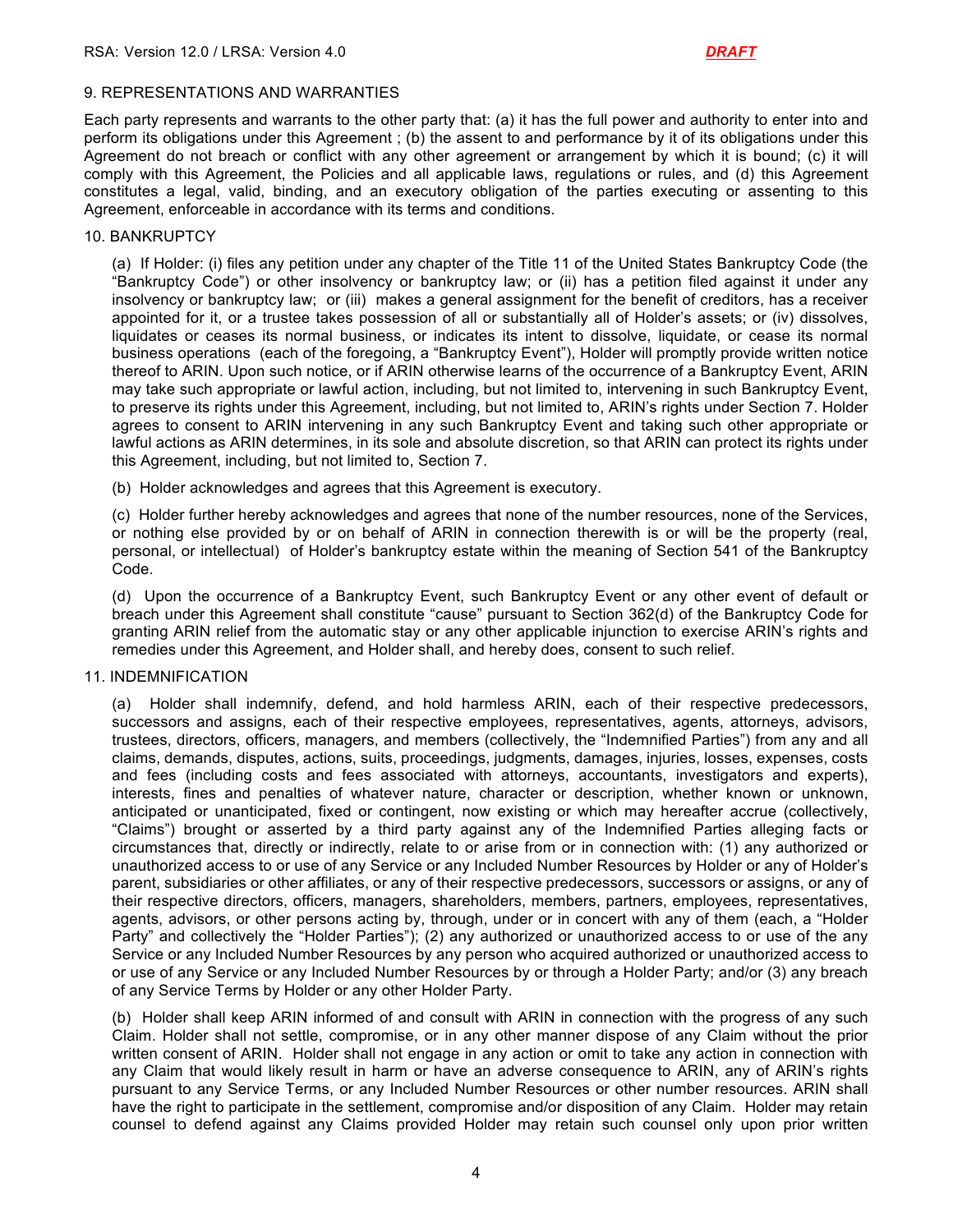## 9. REPRESENTATIONS AND WARRANTIES

Each party represents and warrants to the other party that: (a) it has the full power and authority to enter into and perform its obligations under this Agreement ; (b) the assent to and performance by it of its obligations under this Agreement do not breach or conflict with any other agreement or arrangement by which it is bound; (c) it will comply with this Agreement, the Policies and all applicable laws, regulations or rules, and (d) this Agreement constitutes a legal, valid, binding, and an executory obligation of the parties executing or assenting to this Agreement, enforceable in accordance with its terms and conditions.

## 10. BANKRUPTCY

(a) If Holder: (i) files any petition under any chapter of the Title 11 of the United States Bankruptcy Code (the "Bankruptcy Code") or other insolvency or bankruptcy law; or (ii) has a petition filed against it under any insolvency or bankruptcy law; or (iii) makes a general assignment for the benefit of creditors, has a receiver appointed for it, or a trustee takes possession of all or substantially all of Holder's assets; or (iv) dissolves, liquidates or ceases its normal business, or indicates its intent to dissolve, liquidate, or cease its normal business operations (each of the foregoing, a "Bankruptcy Event"), Holder will promptly provide written notice thereof to ARIN. Upon such notice, or if ARIN otherwise learns of the occurrence of a Bankruptcy Event, ARIN may take such appropriate or lawful action, including, but not limited to, intervening in such Bankruptcy Event, to preserve its rights under this Agreement, including, but not limited to, ARIN's rights under Section 7. Holder agrees to consent to ARIN intervening in any such Bankruptcy Event and taking such other appropriate or lawful actions as ARIN determines, in its sole and absolute discretion, so that ARIN can protect its rights under this Agreement, including, but not limited to, Section 7.

(b) Holder acknowledges and agrees that this Agreement is executory.

(c) Holder further hereby acknowledges and agrees that none of the number resources, none of the Services, or nothing else provided by or on behalf of ARIN in connection therewith is or will be the property (real, personal, or intellectual) of Holder's bankruptcy estate within the meaning of Section 541 of the Bankruptcy Code.

(d) Upon the occurrence of a Bankruptcy Event, such Bankruptcy Event or any other event of default or breach under this Agreement shall constitute "cause" pursuant to Section 362(d) of the Bankruptcy Code for granting ARIN relief from the automatic stay or any other applicable injunction to exercise ARIN's rights and remedies under this Agreement, and Holder shall, and hereby does, consent to such relief.

## 11. INDEMNIFICATION

(a) Holder shall indemnify, defend, and hold harmless ARIN, each of their respective predecessors, successors and assigns, each of their respective employees, representatives, agents, attorneys, advisors, trustees, directors, officers, managers, and members (collectively, the "Indemnified Parties") from any and all claims, demands, disputes, actions, suits, proceedings, judgments, damages, injuries, losses, expenses, costs and fees (including costs and fees associated with attorneys, accountants, investigators and experts), interests, fines and penalties of whatever nature, character or description, whether known or unknown, anticipated or unanticipated, fixed or contingent, now existing or which may hereafter accrue (collectively, "Claims") brought or asserted by a third party against any of the Indemnified Parties alleging facts or circumstances that, directly or indirectly, relate to or arise from or in connection with: (1) any authorized or unauthorized access to or use of any Service or any Included Number Resources by Holder or any of Holder's parent, subsidiaries or other affiliates, or any of their respective predecessors, successors or assigns, or any of their respective directors, officers, managers, shareholders, members, partners, employees, representatives, agents, advisors, or other persons acting by, through, under or in concert with any of them (each, a "Holder Party" and collectively the "Holder Parties"); (2) any authorized or unauthorized access to or use of the any Service or any Included Number Resources by any person who acquired authorized or unauthorized access to or use of any Service or any Included Number Resources by or through a Holder Party; and/or (3) any breach of any Service Terms by Holder or any other Holder Party.

(b) Holder shall keep ARIN informed of and consult with ARIN in connection with the progress of any such Claim. Holder shall not settle, compromise, or in any other manner dispose of any Claim without the prior written consent of ARIN. Holder shall not engage in any action or omit to take any action in connection with any Claim that would likely result in harm or have an adverse consequence to ARIN, any of ARIN's rights pursuant to any Service Terms, or any Included Number Resources or other number resources. ARIN shall have the right to participate in the settlement, compromise and/or disposition of any Claim. Holder may retain counsel to defend against any Claims provided Holder may retain such counsel only upon prior written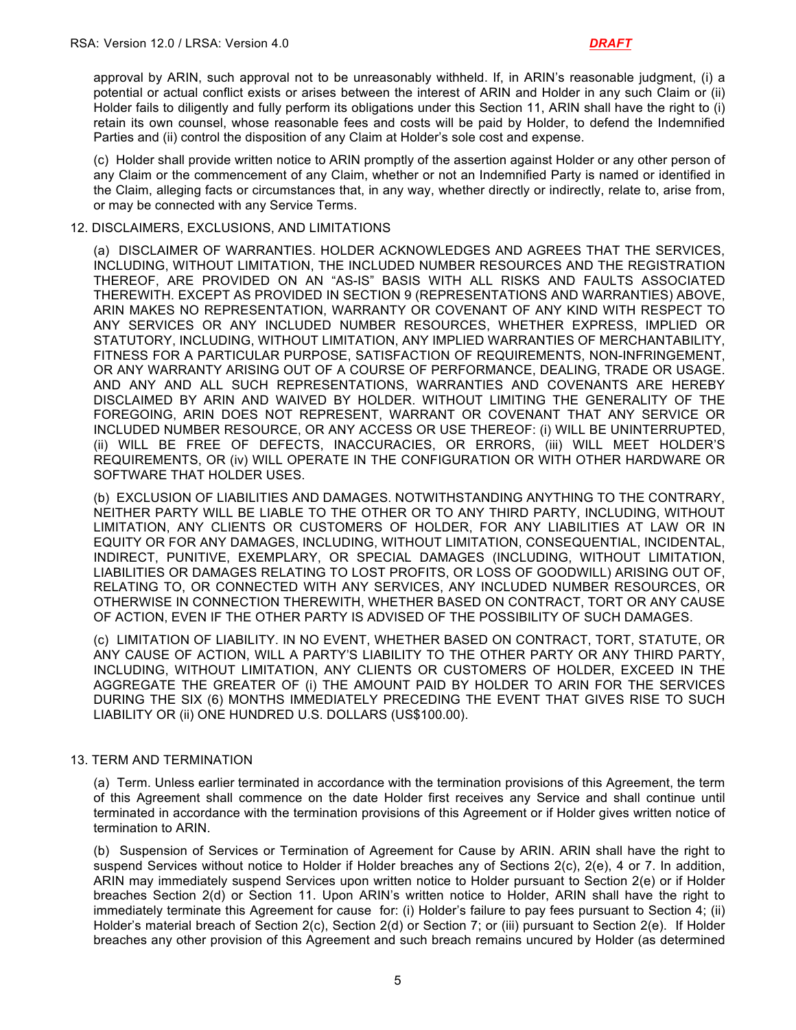approval by ARIN, such approval not to be unreasonably withheld. If, in ARIN's reasonable judgment, (i) a potential or actual conflict exists or arises between the interest of ARIN and Holder in any such Claim or (ii) Holder fails to diligently and fully perform its obligations under this Section 11, ARIN shall have the right to (i) retain its own counsel, whose reasonable fees and costs will be paid by Holder, to defend the Indemnified Parties and (ii) control the disposition of any Claim at Holder's sole cost and expense.

(c) Holder shall provide written notice to ARIN promptly of the assertion against Holder or any other person of any Claim or the commencement of any Claim, whether or not an Indemnified Party is named or identified in the Claim, alleging facts or circumstances that, in any way, whether directly or indirectly, relate to, arise from, or may be connected with any Service Terms.

## 12. DISCLAIMERS, EXCLUSIONS, AND LIMITATIONS

(a) DISCLAIMER OF WARRANTIES. HOLDER ACKNOWLEDGES AND AGREES THAT THE SERVICES, INCLUDING, WITHOUT LIMITATION, THE INCLUDED NUMBER RESOURCES AND THE REGISTRATION THEREOF, ARE PROVIDED ON AN "AS-IS" BASIS WITH ALL RISKS AND FAULTS ASSOCIATED THEREWITH. EXCEPT AS PROVIDED IN SECTION 9 (REPRESENTATIONS AND WARRANTIES) ABOVE, ARIN MAKES NO REPRESENTATION, WARRANTY OR COVENANT OF ANY KIND WITH RESPECT TO ANY SERVICES OR ANY INCLUDED NUMBER RESOURCES, WHETHER EXPRESS, IMPLIED OR STATUTORY, INCLUDING, WITHOUT LIMITATION, ANY IMPLIED WARRANTIES OF MERCHANTABILITY, FITNESS FOR A PARTICULAR PURPOSE, SATISFACTION OF REQUIREMENTS, NON-INFRINGEMENT, OR ANY WARRANTY ARISING OUT OF A COURSE OF PERFORMANCE, DEALING, TRADE OR USAGE. AND ANY AND ALL SUCH REPRESENTATIONS, WARRANTIES AND COVENANTS ARE HEREBY DISCLAIMED BY ARIN AND WAIVED BY HOLDER. WITHOUT LIMITING THE GENERALITY OF THE FOREGOING, ARIN DOES NOT REPRESENT, WARRANT OR COVENANT THAT ANY SERVICE OR INCLUDED NUMBER RESOURCE, OR ANY ACCESS OR USE THEREOF: (i) WILL BE UNINTERRUPTED, (ii) WILL BE FREE OF DEFECTS, INACCURACIES, OR ERRORS, (iii) WILL MEET HOLDER'S REQUIREMENTS, OR (iv) WILL OPERATE IN THE CONFIGURATION OR WITH OTHER HARDWARE OR SOFTWARE THAT HOLDER USES.

(b) EXCLUSION OF LIABILITIES AND DAMAGES. NOTWITHSTANDING ANYTHING TO THE CONTRARY, NEITHER PARTY WILL BE LIABLE TO THE OTHER OR TO ANY THIRD PARTY, INCLUDING, WITHOUT LIMITATION, ANY CLIENTS OR CUSTOMERS OF HOLDER, FOR ANY LIABILITIES AT LAW OR IN EQUITY OR FOR ANY DAMAGES, INCLUDING, WITHOUT LIMITATION, CONSEQUENTIAL, INCIDENTAL, INDIRECT, PUNITIVE, EXEMPLARY, OR SPECIAL DAMAGES (INCLUDING, WITHOUT LIMITATION, LIABILITIES OR DAMAGES RELATING TO LOST PROFITS, OR LOSS OF GOODWILL) ARISING OUT OF, RELATING TO, OR CONNECTED WITH ANY SERVICES, ANY INCLUDED NUMBER RESOURCES, OR OTHERWISE IN CONNECTION THEREWITH, WHETHER BASED ON CONTRACT, TORT OR ANY CAUSE OF ACTION, EVEN IF THE OTHER PARTY IS ADVISED OF THE POSSIBILITY OF SUCH DAMAGES.

(c) LIMITATION OF LIABILITY. IN NO EVENT, WHETHER BASED ON CONTRACT, TORT, STATUTE, OR ANY CAUSE OF ACTION, WILL A PARTY'S LIABILITY TO THE OTHER PARTY OR ANY THIRD PARTY, INCLUDING, WITHOUT LIMITATION, ANY CLIENTS OR CUSTOMERS OF HOLDER, EXCEED IN THE AGGREGATE THE GREATER OF (i) THE AMOUNT PAID BY HOLDER TO ARIN FOR THE SERVICES DURING THE SIX (6) MONTHS IMMEDIATELY PRECEDING THE EVENT THAT GIVES RISE TO SUCH LIABILITY OR (ii) ONE HUNDRED U.S. DOLLARS (US$100.00).

## 13. TERM AND TERMINATION

(a) Term. Unless earlier terminated in accordance with the termination provisions of this Agreement, the term of this Agreement shall commence on the date Holder first receives any Service and shall continue until terminated in accordance with the termination provisions of this Agreement or if Holder gives written notice of termination to ARIN.

(b) Suspension of Services or Termination of Agreement for Cause by ARIN. ARIN shall have the right to suspend Services without notice to Holder if Holder breaches any of Sections 2(c), 2(e), 4 or 7. In addition, ARIN may immediately suspend Services upon written notice to Holder pursuant to Section 2(e) or if Holder breaches Section 2(d) or Section 11. Upon ARIN's written notice to Holder, ARIN shall have the right to immediately terminate this Agreement for cause for: (i) Holder's failure to pay fees pursuant to Section 4; (ii) Holder's material breach of Section 2(c), Section 2(d) or Section 7; or (iii) pursuant to Section 2(e). If Holder breaches any other provision of this Agreement and such breach remains uncured by Holder (as determined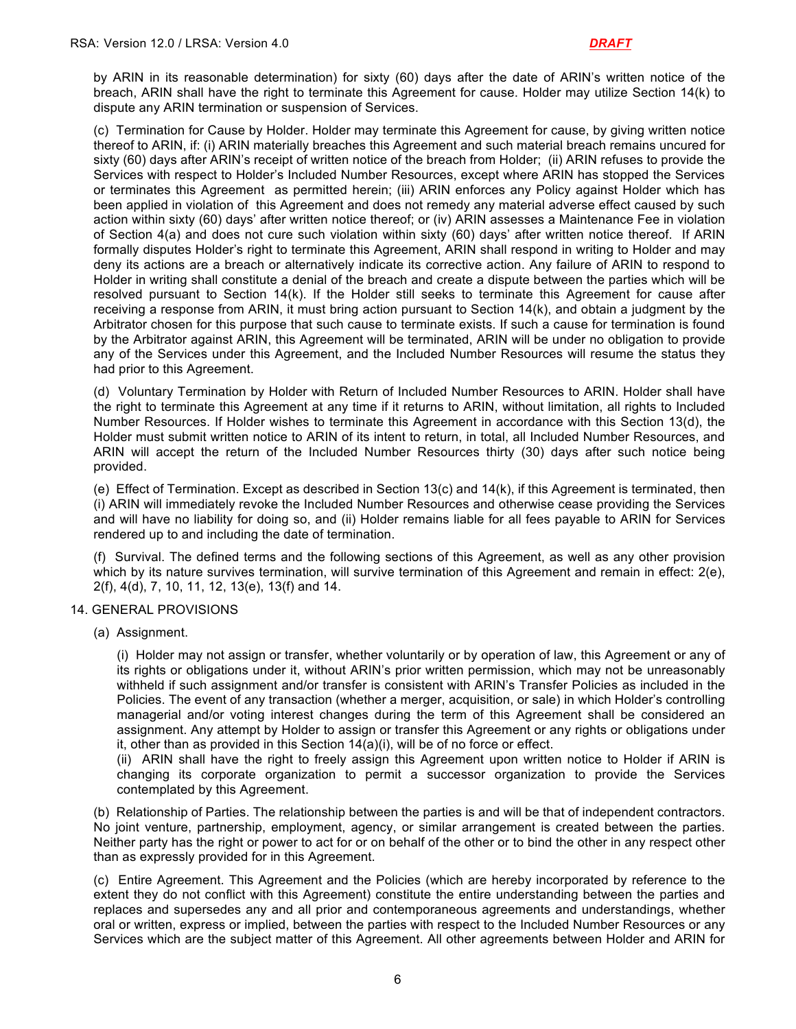by ARIN in its reasonable determination) for sixty (60) days after the date of ARIN's written notice of the breach, ARIN shall have the right to terminate this Agreement for cause. Holder may utilize Section 14(k) to dispute any ARIN termination or suspension of Services.

(c) Termination for Cause by Holder. Holder may terminate this Agreement for cause, by giving written notice thereof to ARIN, if: (i) ARIN materially breaches this Agreement and such material breach remains uncured for sixty (60) days after ARIN's receipt of written notice of the breach from Holder; (ii) ARIN refuses to provide the Services with respect to Holder's Included Number Resources, except where ARIN has stopped the Services or terminates this Agreement as permitted herein; (iii) ARIN enforces any Policy against Holder which has been applied in violation of this Agreement and does not remedy any material adverse effect caused by such action within sixty (60) days' after written notice thereof; or (iv) ARIN assesses a Maintenance Fee in violation of Section 4(a) and does not cure such violation within sixty (60) days' after written notice thereof. If ARIN formally disputes Holder's right to terminate this Agreement, ARIN shall respond in writing to Holder and may deny its actions are a breach or alternatively indicate its corrective action. Any failure of ARIN to respond to Holder in writing shall constitute a denial of the breach and create a dispute between the parties which will be resolved pursuant to Section 14(k). If the Holder still seeks to terminate this Agreement for cause after receiving a response from ARIN, it must bring action pursuant to Section 14(k), and obtain a judgment by the Arbitrator chosen for this purpose that such cause to terminate exists. If such a cause for termination is found by the Arbitrator against ARIN, this Agreement will be terminated, ARIN will be under no obligation to provide any of the Services under this Agreement, and the Included Number Resources will resume the status they had prior to this Agreement.

(d) Voluntary Termination by Holder with Return of Included Number Resources to ARIN. Holder shall have the right to terminate this Agreement at any time if it returns to ARIN, without limitation, all rights to Included Number Resources. If Holder wishes to terminate this Agreement in accordance with this Section 13(d), the Holder must submit written notice to ARIN of its intent to return, in total, all Included Number Resources, and ARIN will accept the return of the Included Number Resources thirty (30) days after such notice being provided.

(e) Effect of Termination. Except as described in Section 13(c) and 14(k), if this Agreement is terminated, then (i) ARIN will immediately revoke the Included Number Resources and otherwise cease providing the Services and will have no liability for doing so, and (ii) Holder remains liable for all fees payable to ARIN for Services rendered up to and including the date of termination.

(f) Survival. The defined terms and the following sections of this Agreement, as well as any other provision which by its nature survives termination, will survive termination of this Agreement and remain in effect: 2(e), 2(f), 4(d), 7, 10, 11, 12, 13(e), 13(f) and 14.

## 14. GENERAL PROVISIONS

(a) Assignment.

(i) Holder may not assign or transfer, whether voluntarily or by operation of law, this Agreement or any of its rights or obligations under it, without ARIN's prior written permission, which may not be unreasonably withheld if such assignment and/or transfer is consistent with ARIN's Transfer Policies as included in the Policies. The event of any transaction (whether a merger, acquisition, or sale) in which Holder's controlling managerial and/or voting interest changes during the term of this Agreement shall be considered an assignment. Any attempt by Holder to assign or transfer this Agreement or any rights or obligations under it, other than as provided in this Section 14(a)(i), will be of no force or effect.

(ii) ARIN shall have the right to freely assign this Agreement upon written notice to Holder if ARIN is changing its corporate organization to permit a successor organization to provide the Services contemplated by this Agreement.

(b) Relationship of Parties. The relationship between the parties is and will be that of independent contractors. No joint venture, partnership, employment, agency, or similar arrangement is created between the parties. Neither party has the right or power to act for or on behalf of the other or to bind the other in any respect other than as expressly provided for in this Agreement.

(c) Entire Agreement. This Agreement and the Policies (which are hereby incorporated by reference to the extent they do not conflict with this Agreement) constitute the entire understanding between the parties and replaces and supersedes any and all prior and contemporaneous agreements and understandings, whether oral or written, express or implied, between the parties with respect to the Included Number Resources or any Services which are the subject matter of this Agreement. All other agreements between Holder and ARIN for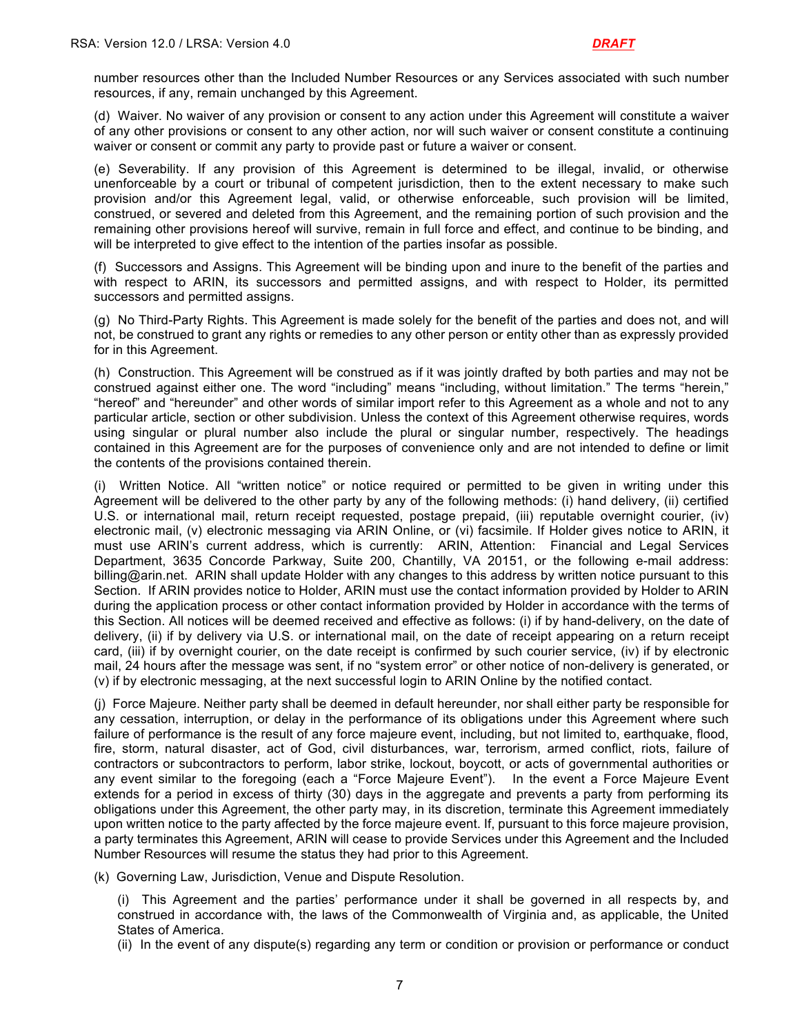number resources other than the Included Number Resources or any Services associated with such number resources, if any, remain unchanged by this Agreement.

(d) Waiver. No waiver of any provision or consent to any action under this Agreement will constitute a waiver of any other provisions or consent to any other action, nor will such waiver or consent constitute a continuing waiver or consent or commit any party to provide past or future a waiver or consent.

(e) Severability. If any provision of this Agreement is determined to be illegal, invalid, or otherwise unenforceable by a court or tribunal of competent jurisdiction, then to the extent necessary to make such provision and/or this Agreement legal, valid, or otherwise enforceable, such provision will be limited, construed, or severed and deleted from this Agreement, and the remaining portion of such provision and the remaining other provisions hereof will survive, remain in full force and effect, and continue to be binding, and will be interpreted to give effect to the intention of the parties insofar as possible.

(f) Successors and Assigns. This Agreement will be binding upon and inure to the benefit of the parties and with respect to ARIN, its successors and permitted assigns, and with respect to Holder, its permitted successors and permitted assigns.

(g) No Third-Party Rights. This Agreement is made solely for the benefit of the parties and does not, and will not, be construed to grant any rights or remedies to any other person or entity other than as expressly provided for in this Agreement.

(h) Construction. This Agreement will be construed as if it was jointly drafted by both parties and may not be construed against either one. The word "including" means "including, without limitation." The terms "herein," "hereof" and "hereunder" and other words of similar import refer to this Agreement as a whole and not to any particular article, section or other subdivision. Unless the context of this Agreement otherwise requires, words using singular or plural number also include the plural or singular number, respectively. The headings contained in this Agreement are for the purposes of convenience only and are not intended to define or limit the contents of the provisions contained therein.

(i) Written Notice. All "written notice" or notice required or permitted to be given in writing under this Agreement will be delivered to the other party by any of the following methods: (i) hand delivery, (ii) certified U.S. or international mail, return receipt requested, postage prepaid, (iii) reputable overnight courier, (iv) electronic mail, (v) electronic messaging via ARIN Online, or (vi) facsimile. If Holder gives notice to ARIN, it must use ARIN's current address, which is currently: ARIN, Attention: Financial and Legal Services Department, 3635 Concorde Parkway, Suite 200, Chantilly, VA 20151, or the following e-mail address: billing@arin.net. ARIN shall update Holder with any changes to this address by written notice pursuant to this Section. If ARIN provides notice to Holder, ARIN must use the contact information provided by Holder to ARIN during the application process or other contact information provided by Holder in accordance with the terms of this Section. All notices will be deemed received and effective as follows: (i) if by hand-delivery, on the date of delivery, (ii) if by delivery via U.S. or international mail, on the date of receipt appearing on a return receipt card, (iii) if by overnight courier, on the date receipt is confirmed by such courier service, (iv) if by electronic mail, 24 hours after the message was sent, if no "system error" or other notice of non-delivery is generated, or (v) if by electronic messaging, at the next successful login to ARIN Online by the notified contact.

(j) Force Majeure. Neither party shall be deemed in default hereunder, nor shall either party be responsible for any cessation, interruption, or delay in the performance of its obligations under this Agreement where such failure of performance is the result of any force majeure event, including, but not limited to, earthquake, flood, fire, storm, natural disaster, act of God, civil disturbances, war, terrorism, armed conflict, riots, failure of contractors or subcontractors to perform, labor strike, lockout, boycott, or acts of governmental authorities or any event similar to the foregoing (each a "Force Majeure Event"). In the event a Force Majeure Event extends for a period in excess of thirty (30) days in the aggregate and prevents a party from performing its obligations under this Agreement, the other party may, in its discretion, terminate this Agreement immediately upon written notice to the party affected by the force majeure event. If, pursuant to this force majeure provision, a party terminates this Agreement, ARIN will cease to provide Services under this Agreement and the Included Number Resources will resume the status they had prior to this Agreement.

(k) Governing Law, Jurisdiction, Venue and Dispute Resolution.

(i) This Agreement and the parties' performance under it shall be governed in all respects by, and construed in accordance with, the laws of the Commonwealth of Virginia and, as applicable, the United States of America.

(ii) In the event of any dispute(s) regarding any term or condition or provision or performance or conduct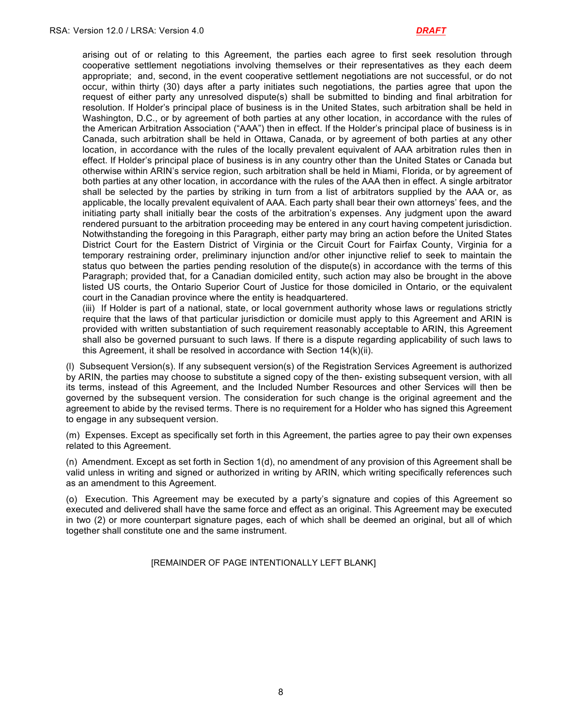arising out of or relating to this Agreement, the parties each agree to first seek resolution through cooperative settlement negotiations involving themselves or their representatives as they each deem appropriate; and, second, in the event cooperative settlement negotiations are not successful, or do not occur, within thirty (30) days after a party initiates such negotiations, the parties agree that upon the request of either party any unresolved dispute(s) shall be submitted to binding and final arbitration for resolution. If Holder's principal place of business is in the United States, such arbitration shall be held in Washington, D.C., or by agreement of both parties at any other location, in accordance with the rules of the American Arbitration Association ("AAA") then in effect. If the Holder's principal place of business is in Canada, such arbitration shall be held in Ottawa, Canada, or by agreement of both parties at any other location, in accordance with the rules of the locally prevalent equivalent of AAA arbitration rules then in effect. If Holder's principal place of business is in any country other than the United States or Canada but otherwise within ARIN's service region, such arbitration shall be held in Miami, Florida, or by agreement of both parties at any other location, in accordance with the rules of the AAA then in effect. A single arbitrator shall be selected by the parties by striking in turn from a list of arbitrators supplied by the AAA or, as applicable, the locally prevalent equivalent of AAA. Each party shall bear their own attorneys' fees, and the initiating party shall initially bear the costs of the arbitration's expenses. Any judgment upon the award rendered pursuant to the arbitration proceeding may be entered in any court having competent jurisdiction. Notwithstanding the foregoing in this Paragraph, either party may bring an action before the United States District Court for the Eastern District of Virginia or the Circuit Court for Fairfax County, Virginia for a temporary restraining order, preliminary injunction and/or other injunctive relief to seek to maintain the status quo between the parties pending resolution of the dispute(s) in accordance with the terms of this Paragraph; provided that, for a Canadian domiciled entity, such action may also be brought in the above listed US courts, the Ontario Superior Court of Justice for those domiciled in Ontario, or the equivalent court in the Canadian province where the entity is headquartered.

(iii) If Holder is part of a national, state, or local government authority whose laws or regulations strictly require that the laws of that particular jurisdiction or domicile must apply to this Agreement and ARIN is provided with written substantiation of such requirement reasonably acceptable to ARIN, this Agreement shall also be governed pursuant to such laws. If there is a dispute regarding applicability of such laws to this Agreement, it shall be resolved in accordance with Section 14(k)(ii).

(l) Subsequent Version(s). If any subsequent version(s) of the Registration Services Agreement is authorized by ARIN, the parties may choose to substitute a signed copy of the then- existing subsequent version, with all its terms, instead of this Agreement, and the Included Number Resources and other Services will then be governed by the subsequent version. The consideration for such change is the original agreement and the agreement to abide by the revised terms. There is no requirement for a Holder who has signed this Agreement to engage in any subsequent version.

(m) Expenses. Except as specifically set forth in this Agreement, the parties agree to pay their own expenses related to this Agreement.

(n) Amendment. Except as set forth in Section 1(d), no amendment of any provision of this Agreement shall be valid unless in writing and signed or authorized in writing by ARIN, which writing specifically references such as an amendment to this Agreement.

(o) Execution. This Agreement may be executed by a party's signature and copies of this Agreement so executed and delivered shall have the same force and effect as an original. This Agreement may be executed in two (2) or more counterpart signature pages, each of which shall be deemed an original, but all of which together shall constitute one and the same instrument.

[REMAINDER OF PAGE INTENTIONALLY LEFT BLANK]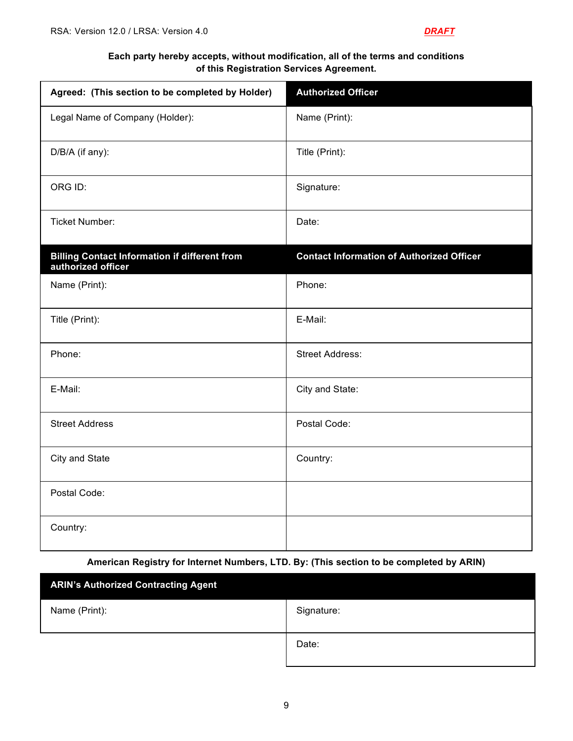**Each party hereby accepts, without modification, all of the terms and conditions of this Registration Services Agreement.**

| **Agreed: (This section to be completed by Holder)** | **Authorized Officer** |
|---|---|
| Legal Name of Company (Holder): | Name (Print): |
| D/B/A (if any): | Title (Print): |
| ORG ID: | Signature: |
| Ticket Number: | Date: |
| **Billing Contact Information if different from authorized officer** | **Contact Information of Authorized Officer** |
| Name (Print): | Phone: |
| Title (Print): | E-Mail: |
| Phone: | Street Address: |
| E-Mail: | City and State: |
| Street Address | Postal Code: |
| City and State | Country: |
| Postal Code: | |
| Country: | |

**American Registry for Internet Numbers, LTD. By: (This section to be completed by ARIN)**

| **ARIN's Authorized Contracting Agent** | |
|---|---|
| Name (Print): | Signature: |
| | Date: |